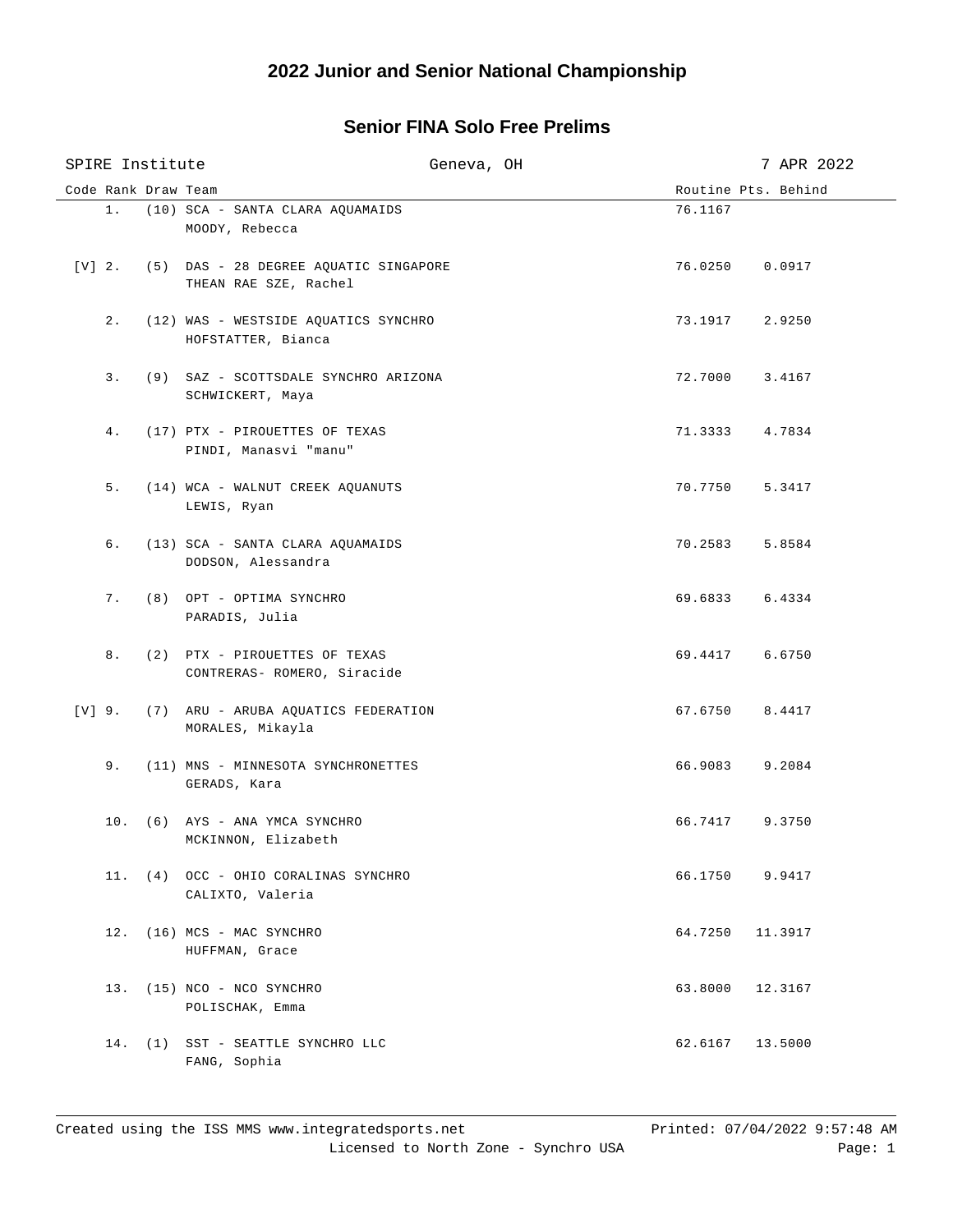# 2022 Junior and Senior National Championship

## Senior FINA Solo Free Prelims

SPIRE Institute | Geneva, OH | 7 APR 2022

| Code | Rank | Draw | Team | Routine | Pts. Behind |
|---|---|---|---|---|---|
| | 1. | (10) | SCA - SANTA CLARA AQUAMAIDS<br>MOODY, Rebecca | 76.1167 | |
| [V] | 2. | (5) | DAS - 28 DEGREE AQUATIC SINGAPORE<br>THEAN RAE SZE, Rachel | 76.0250 | 0.0917 |
| | 2. | (12) | WAS - WESTSIDE AQUATICS SYNCHRO<br>HOFSTATTER, Bianca | 73.1917 | 2.9250 |
| | 3. | (9) | SAZ - SCOTTSDALE SYNCHRO ARIZONA<br>SCHWICKERT, Maya | 72.7000 | 3.4167 |
| | 4. | (17) | PTX - PIROUETTES OF TEXAS<br>PINDI, Manasvi "manu" | 71.3333 | 4.7834 |
| | 5. | (14) | WCA - WALNUT CREEK AQUANUTS<br>LEWIS, Ryan | 70.7750 | 5.3417 |
| | 6. | (13) | SCA - SANTA CLARA AQUAMAIDS<br>DODSON, Alessandra | 70.2583 | 5.8584 |
| | 7. | (8) | OPT - OPTIMA SYNCHRO<br>PARADIS, Julia | 69.6833 | 6.4334 |
| | 8. | (2) | PTX - PIROUETTES OF TEXAS<br>CONTRERAS- ROMERO, Siracide | 69.4417 | 6.6750 |
| [V] | 9. | (7) | ARU - ARUBA AQUATICS FEDERATION<br>MORALES, Mikayla | 67.6750 | 8.4417 |
| | 9. | (11) | MNS - MINNESOTA SYNCHRONETTES<br>GERADS, Kara | 66.9083 | 9.2084 |
| | 10. | (6) | AYS - ANA YMCA SYNCHRO<br>MCKINNON, Elizabeth | 66.7417 | 9.3750 |
| | 11. | (4) | OCC - OHIO CORALINAS SYNCHRO<br>CALIXTO, Valeria | 66.1750 | 9.9417 |
| | 12. | (16) | MCS - MAC SYNCHRO<br>HUFFMAN, Grace | 64.7250 | 11.3917 |
| | 13. | (15) | NCO - NCO SYNCHRO<br>POLISCHAK, Emma | 63.8000 | 12.3167 |
| | 14. | (1) | SST - SEATTLE SYNCHRO LLC<br>FANG, Sophia | 62.6167 | 13.5000 |

Created using the ISS MMS www.integratedsports.net — Printed: 07/04/2022 9:57:48 AM

Licensed to North Zone - Synchro USA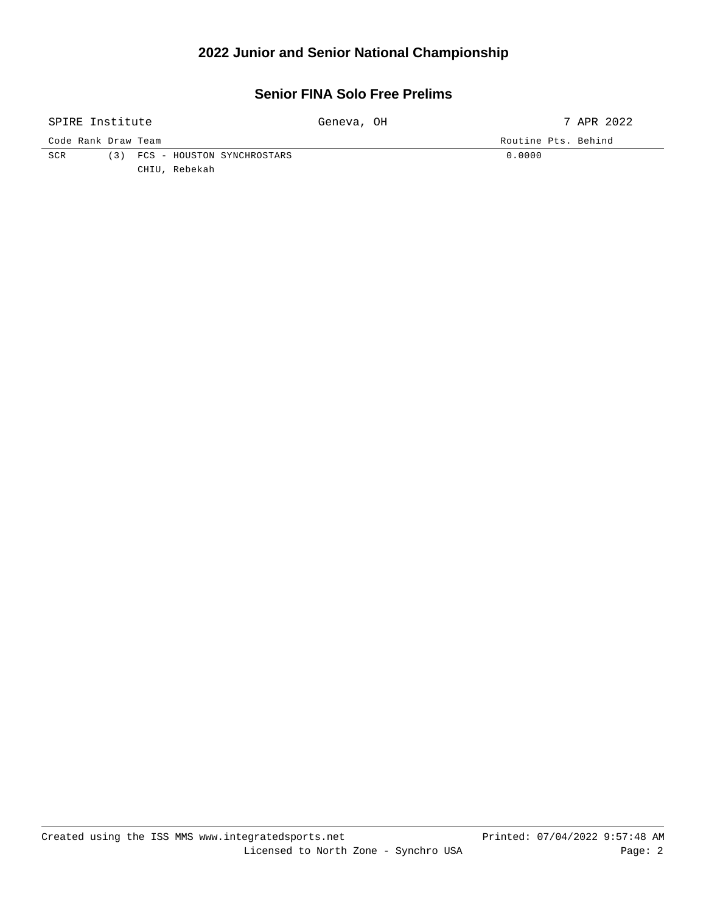## 2022 Junior and Senior National Championship

### Senior FINA Solo Free Prelims

SPIRE Institute | Geneva, OH | 7 APR 2022

| Code | Rank | Draw | Team | Routine Pts. | Behind |
|---|---|---|---|---|---|
| SCR | | (3) | FCS - HOUSTON SYNCHROSTARS | 0.0000 | |
| | | | CHIU, Rebekah | | |

Created using the ISS MMS www.integratedsports.net Printed: 07/04/2022 9:57:48 AM

Licensed to North Zone - Synchro USA